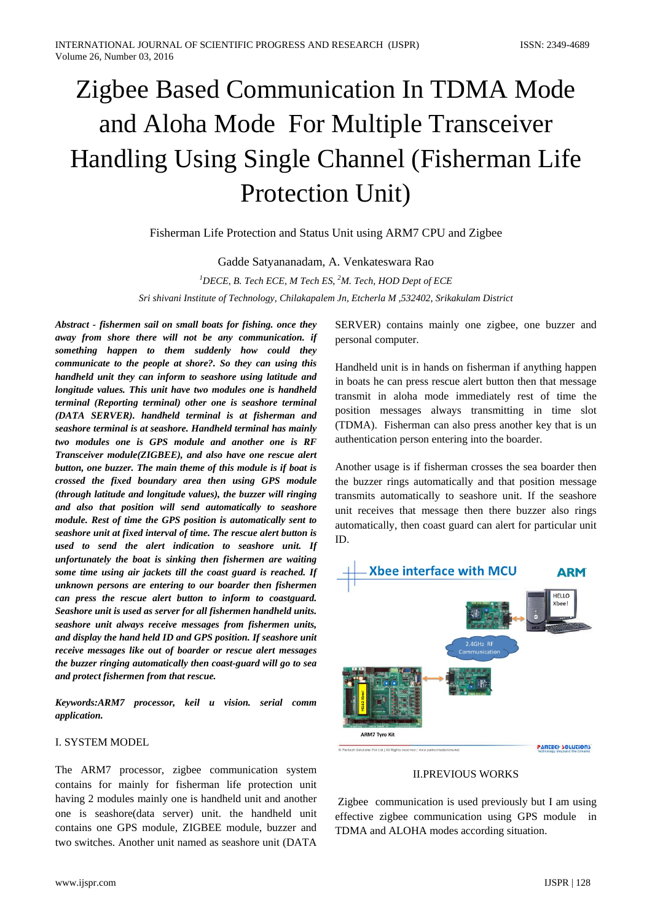# Zigbee Based Communication In TDMA Mode and Aloha Mode For Multiple Transceiver Handling Using Single Channel (Fisherman Life Protection Unit)

Fisherman Life Protection and Status Unit using ARM7 CPU and Zigbee

Gadde Satyananadam, A. Venkateswara Rao

[1]DECE, B. Tech ECE, M Tech ES, [2]M. Tech, HOD Dept of ECE

*Sri shivani Institute of Technology, Chilakapalem Jn, Etcherla M ,532402, Srikakulam District*

***Abstract - fishermen sail on small boats for fishing. once they away from shore there will not be any communication. if something happen to them suddenly how could they communicate to the people at shore?. So they can using this handheld unit they can inform to seashore using latitude and longitude values. This unit have two modules one is handheld terminal (Reporting terminal) other one is seashore terminal (DATA SERVER). handheld terminal is at fisherman and seashore terminal is at seashore. Handheld terminal has mainly two modules one is GPS module and another one is RF Transceiver module(ZIGBEE), and also have one rescue alert button, one buzzer. The main theme of this module is if boat is crossed the fixed boundary area then using GPS module (through latitude and longitude values), the buzzer will ringing and also that position will send automatically to seashore module. Rest of time the GPS position is automatically sent to seashore unit at fixed interval of time. The rescue alert button is used to send the alert indication to seashore unit. If unfortunately the boat is sinking then fishermen are waiting some time using air jackets till the coast guard is reached. If unknown persons are entering to our boarder then fishermen can press the rescue alert button to inform to coastguard. Seashore unit is used as server for all fishermen handheld units. seashore unit always receive messages from fishermen units, and display the hand held ID and GPS position. If seashore unit receive messages like out of boarder or rescue alert messages the buzzer ringing automatically then coast-guard will go to sea and protect fishermen from that rescue.***

***Keywords:ARM7 processor, keil u vision. serial comm application.***

## I. SYSTEM MODEL

The ARM7 processor, zigbee communication system contains for mainly for fisherman life protection unit having 2 modules mainly one is handheld unit and another one is seashore(data server) unit. the handheld unit contains one GPS module, ZIGBEE module, buzzer and two switches. Another unit named as seashore unit (DATA SERVER) contains mainly one zigbee, one buzzer and personal computer.

Handheld unit is in hands on fisherman if anything happen in boats he can press rescue alert button then that message transmit in aloha mode immediately rest of time the position messages always transmitting in time slot (TDMA). Fisherman can also press another key that is un authentication person entering into the boarder.

Another usage is if fisherman crosses the sea boarder then the buzzer rings automatically and that position message transmits automatically to seashore unit. If the seashore unit receives that message then there buzzer also rings automatically, then coast guard can alert for particular unit ID.

## II.PREVIOUS WORKS

Zigbee communication is used previously but I am using effective zigbee communication using GPS module in TDMA and ALOHA modes according situation.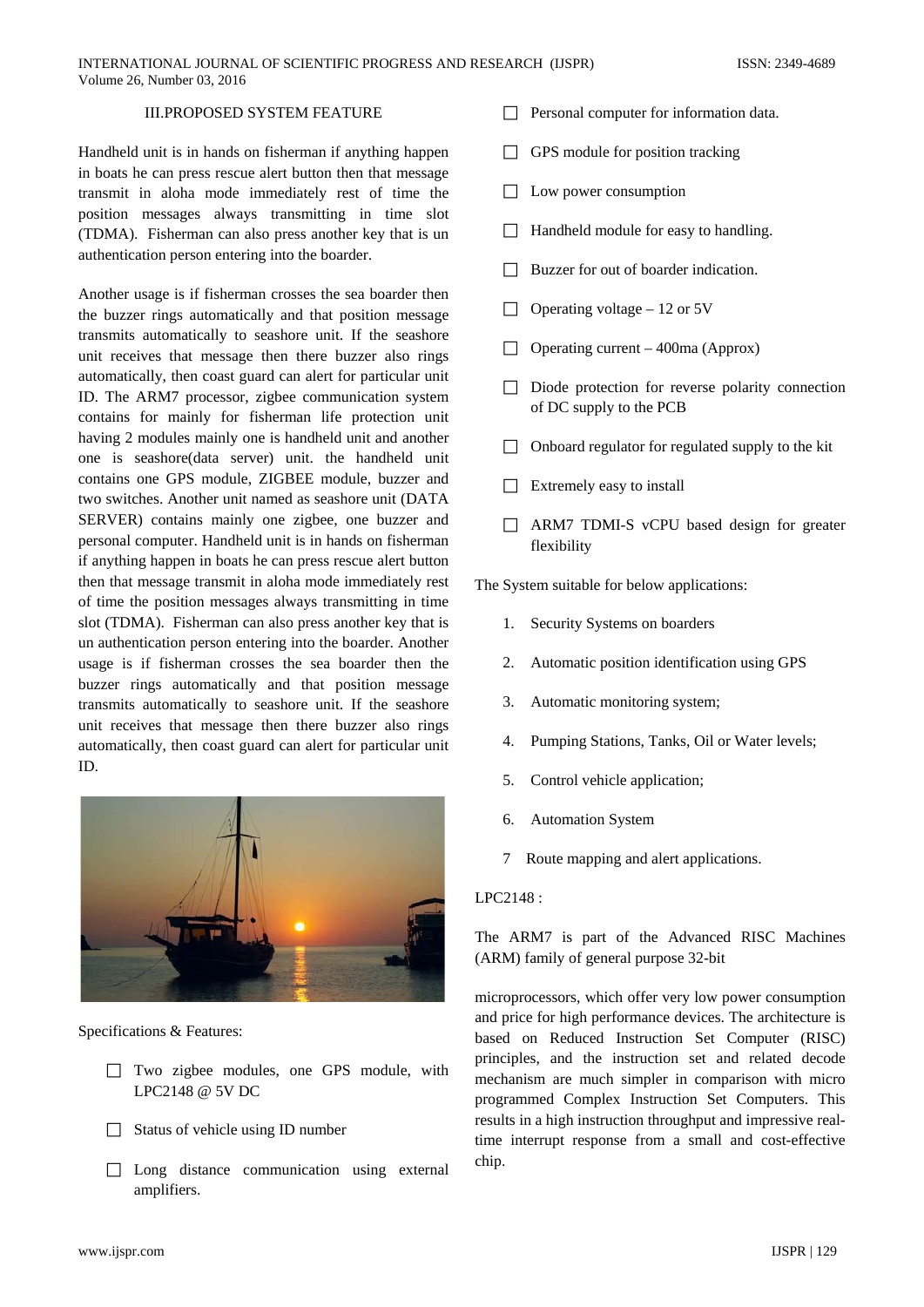## III.PROPOSED SYSTEM FEATURE

Handheld unit is in hands on fisherman if anything happen in boats he can press rescue alert button then that message transmit in aloha mode immediately rest of time the position messages always transmitting in time slot (TDMA). Fisherman can also press another key that is un authentication person entering into the boarder.

Another usage is if fisherman crosses the sea boarder then the buzzer rings automatically and that position message transmits automatically to seashore unit. If the seashore unit receives that message then there buzzer also rings automatically, then coast guard can alert for particular unit ID. The ARM7 processor, zigbee communication system contains for mainly for fisherman life protection unit having 2 modules mainly one is handheld unit and another one is seashore(data server) unit. the handheld unit contains one GPS module, ZIGBEE module, buzzer and two switches. Another unit named as seashore unit (DATA SERVER) contains mainly one zigbee, one buzzer and personal computer. Handheld unit is in hands on fisherman if anything happen in boats he can press rescue alert button then that message transmit in aloha mode immediately rest of time the position messages always transmitting in time slot (TDMA). Fisherman can also press another key that is un authentication person entering into the boarder. Another usage is if fisherman crosses the sea boarder then the buzzer rings automatically and that position message transmits automatically to seashore unit. If the seashore unit receives that message then there buzzer also rings automatically, then coast guard can alert for particular unit ID.

Specifications & Features:

- Two zigbee modules, one GPS module, with LPC2148 @ 5V DC
- Status of vehicle using ID number
- Long distance communication using external amplifiers.
- Personal computer for information data.
- GPS module for position tracking
- Low power consumption
- Handheld module for easy to handling.
- Buzzer for out of boarder indication.
- Operating voltage – 12 or 5V
- Operating current – 400ma (Approx)
- Diode protection for reverse polarity connection of DC supply to the PCB
- Onboard regulator for regulated supply to the kit
- Extremely easy to install
- ARM7 TDMI-S vCPU based design for greater flexibility

The System suitable for below applications:

1. Security Systems on boarders
2. Automatic position identification using GPS
3. Automatic monitoring system;
4. Pumping Stations, Tanks, Oil or Water levels;
5. Control vehicle application;
6. Automation System
7. Route mapping and alert applications.

LPC2148 :

The ARM7 is part of the Advanced RISC Machines (ARM) family of general purpose 32-bit microprocessors, which offer very low power consumption and price for high performance devices. The architecture is based on Reduced Instruction Set Computer (RISC) principles, and the instruction set and related decode mechanism are much simpler in comparison with micro programmed Complex Instruction Set Computers. This results in a high instruction throughput and impressive real-time interrupt response from a small and cost-effective chip.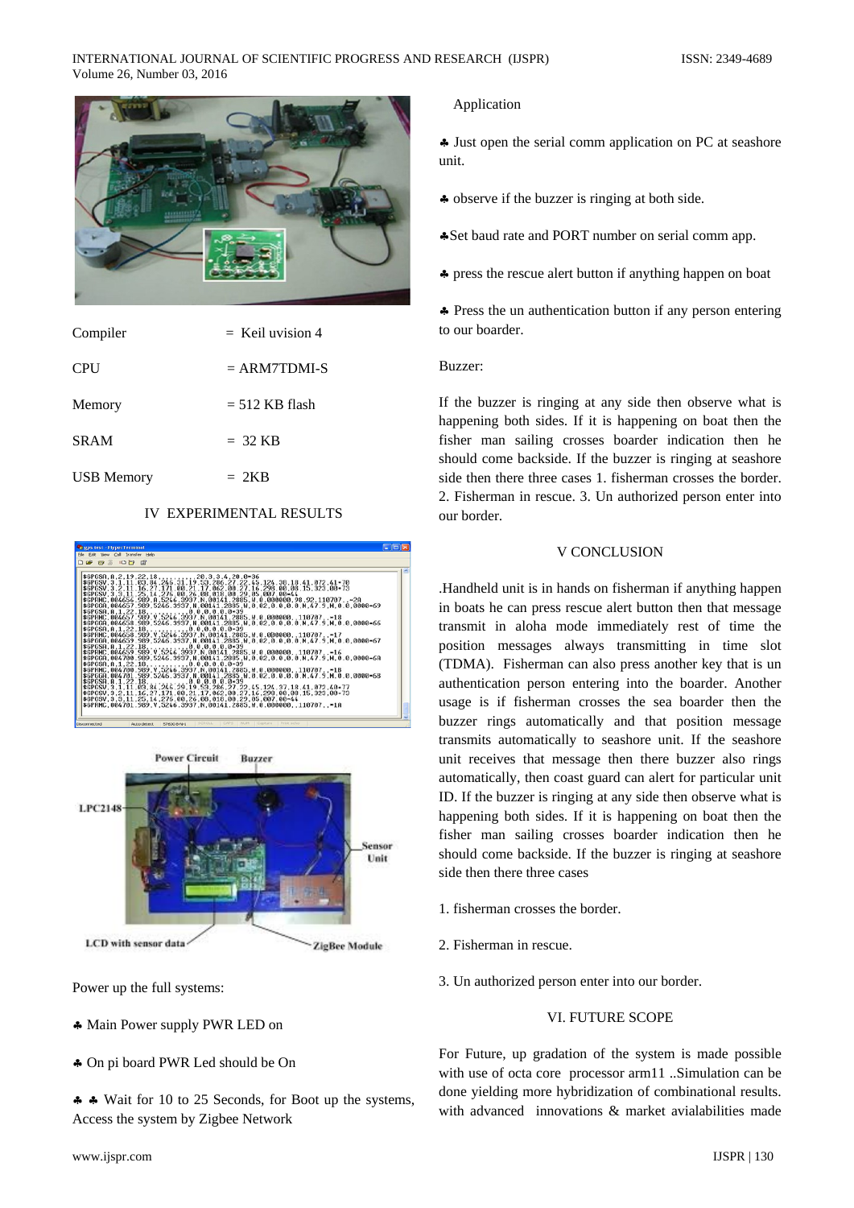| Compiler | = Keil uvision 4 |
|---|---|
| CPU | = ARM7TDMI-S |
| Memory | = 512 KB flash |
| SRAM | = 32 KB |
| USB Memory | = 2KB |

## IV EXPERIMENTAL RESULTS

Power up the full systems:

♣ Main Power supply PWR LED on

♣ On pi board PWR Led should be On

♣ ♣ Wait for 10 to 25 Seconds, for Boot up the systems, Access the system by Zigbee Network

Application

♣ Just open the serial comm application on PC at seashore unit.

♣ observe if the buzzer is ringing at both side.

♣Set baud rate and PORT number on serial comm app.

♣ press the rescue alert button if anything happen on boat

♣ Press the un authentication button if any person entering to our boarder.

Buzzer:

If the buzzer is ringing at any side then observe what is happening both sides. If it is happening on boat then the fisher man sailing crosses boarder indication then he should come backside. If the buzzer is ringing at seashore side then there three cases 1. fisherman crosses the border. 2. Fisherman in rescue. 3. Un authorized person enter into our border.

## V CONCLUSION

.Handheld unit is in hands on fisherman if anything happen in boats he can press rescue alert button then that message transmit in aloha mode immediately rest of time the position messages always transmitting in time slot (TDMA). Fisherman can also press another key that is un authentication person entering into the boarder. Another usage is if fisherman crosses the sea boarder then the buzzer rings automatically and that position message transmits automatically to seashore unit. If the seashore unit receives that message then there buzzer also rings automatically, then coast guard can alert for particular unit ID. If the buzzer is ringing at any side then observe what is happening both sides. If it is happening on boat then the fisher man sailing crosses boarder indication then he should come backside. If the buzzer is ringing at seashore side then there three cases

1. fisherman crosses the border.

2. Fisherman in rescue.

3. Un authorized person enter into our border.

## VI. FUTURE SCOPE

For Future, up gradation of the system is made possible with use of octa core processor arm11 ..Simulation can be done yielding more hybridization of combinational results. with advanced innovations & market avialabilities made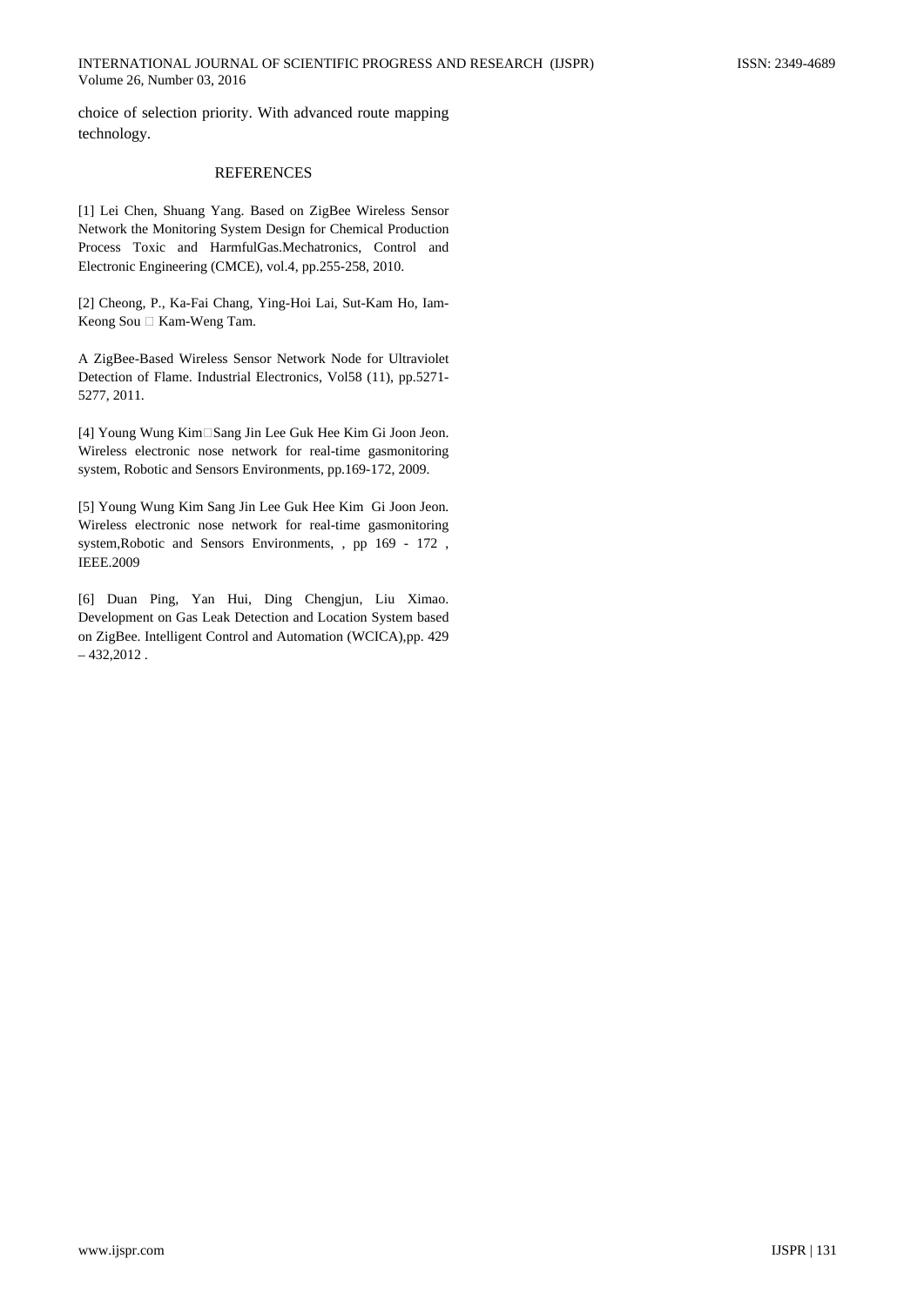choice of selection priority. With advanced route mapping technology.

## REFERENCES

[1] Lei Chen, Shuang Yang. Based on ZigBee Wireless Sensor Network the Monitoring System Design for Chemical Production Process Toxic and HarmfulGas.Mechatronics, Control and Electronic Engineering (CMCE), vol.4, pp.255-258, 2010.

[2] Cheong, P., Ka-Fai Chang, Ying-Hoi Lai, Sut-Kam Ho, Iam-Keong Sou  Kam-Weng Tam.

A ZigBee-Based Wireless Sensor Network Node for Ultraviolet Detection of Flame. Industrial Electronics, Vol58 (11), pp.5271-5277, 2011.

[4] Young Wung KimSang Jin Lee Guk Hee Kim Gi Joon Jeon. Wireless electronic nose network for real-time gasmonitoring system, Robotic and Sensors Environments, pp.169-172, 2009.

[5] Young Wung Kim Sang Jin Lee Guk Hee Kim Gi Joon Jeon. Wireless electronic nose network for real-time gasmonitoring system,Robotic and Sensors Environments, , pp 169 - 172 , IEEE.2009

[6] Duan Ping, Yan Hui, Ding Chengjun, Liu Ximao. Development on Gas Leak Detection and Location System based on ZigBee. Intelligent Control and Automation (WCICA),pp. 429 – 432,2012 .